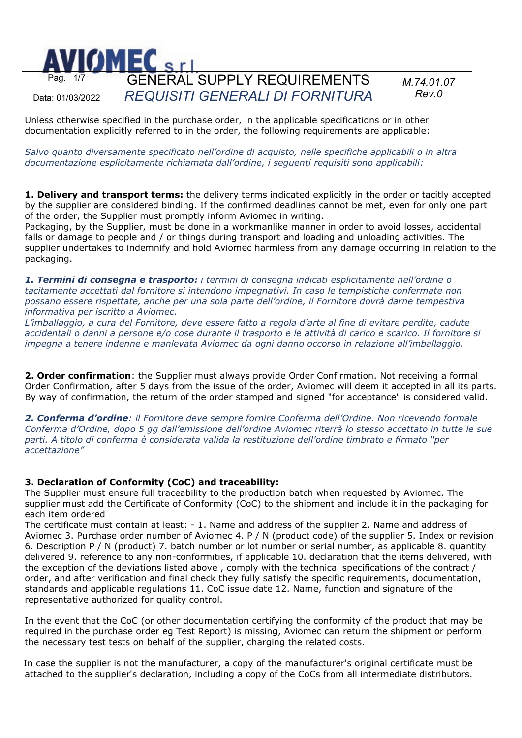Unless otherwise specified in the purchase order, in the applicable specifications or in other documentation explicitly referred to in the order, the following requirements are applicable:

*Salvo quanto diversamente specificato nell'ordine di acquisto, nelle specifiche applicabili o in altra documentazione esplicitamente richiamata dall'ordine, i seguenti requisiti sono applicabili:*

**1. Delivery and transport terms:** the delivery terms indicated explicitly in the order or tacitly accepted by the supplier are considered binding. If the confirmed deadlines cannot be met, even for only one part of the order, the Supplier must promptly inform Aviomec in writing.
Packaging, by the Supplier, must be done in a workmanlike manner in order to avoid losses, accidental falls or damage to people and / or things during transport and loading and unloading activities. The supplier undertakes to indemnify and hold Aviomec harmless from any damage occurring in relation to the packaging.

***1. Termini di consegna e trasporto:*** *i termini di consegna indicati esplicitamente nell'ordine o tacitamente accettati dal fornitore si intendono impegnativi. In caso le tempistiche confermate non possano essere rispettate, anche per una sola parte dell'ordine, il Fornitore dovrà darne tempestiva informativa per iscritto a Aviomec.*
*L'imballaggio, a cura del Fornitore, deve essere fatto a regola d'arte al fine di evitare perdite, cadute accidentali o danni a persone e/o cose durante il trasporto e le attività di carico e scarico. Il fornitore si impegna a tenere indenne e manlevata Aviomec da ogni danno occorso in relazione all'imballaggio.*

**2. Order confirmation**: the Supplier must always provide Order Confirmation. Not receiving a formal Order Confirmation, after 5 days from the issue of the order, Aviomec will deem it accepted in all its parts. By way of confirmation, the return of the order stamped and signed "for acceptance" is considered valid.

***2. Conferma d'ordine****: il Fornitore deve sempre fornire Conferma dell'Ordine. Non ricevendo formale Conferma d'Ordine, dopo 5 gg dall'emissione dell'ordine Aviomec riterrà lo stesso accettato in tutte le sue parti. A titolo di conferma è considerata valida la restituzione dell'ordine timbrato e firmato "per accettazione"*

**3. Declaration of Conformity (CoC) and traceability:**
The Supplier must ensure full traceability to the production batch when requested by Aviomec. The supplier must add the Certificate of Conformity (CoC) to the shipment and include it in the packaging for each item ordered
The certificate must contain at least: - 1. Name and address of the supplier 2. Name and address of Aviomec 3. Purchase order number of Aviomec 4. P / N (product code) of the supplier 5. Index or revision 6. Description P / N (product) 7. batch number or lot number or serial number, as applicable 8. quantity delivered 9. reference to any non-conformities, if applicable 10. declaration that the items delivered, with the exception of the deviations listed above , comply with the technical specifications of the contract / order, and after verification and final check they fully satisfy the specific requirements, documentation, standards and applicable regulations 11. CoC issue date 12. Name, function and signature of the representative authorized for quality control.

In the event that the CoC (or other documentation certifying the conformity of the product that may be required in the purchase order eg Test Report) is missing, Aviomec can return the shipment or perform the necessary test tests on behalf of the supplier, charging the related costs.

In case the supplier is not the manufacturer, a copy of the manufacturer's original certificate must be attached to the supplier's declaration, including a copy of the CoCs from all intermediate distributors.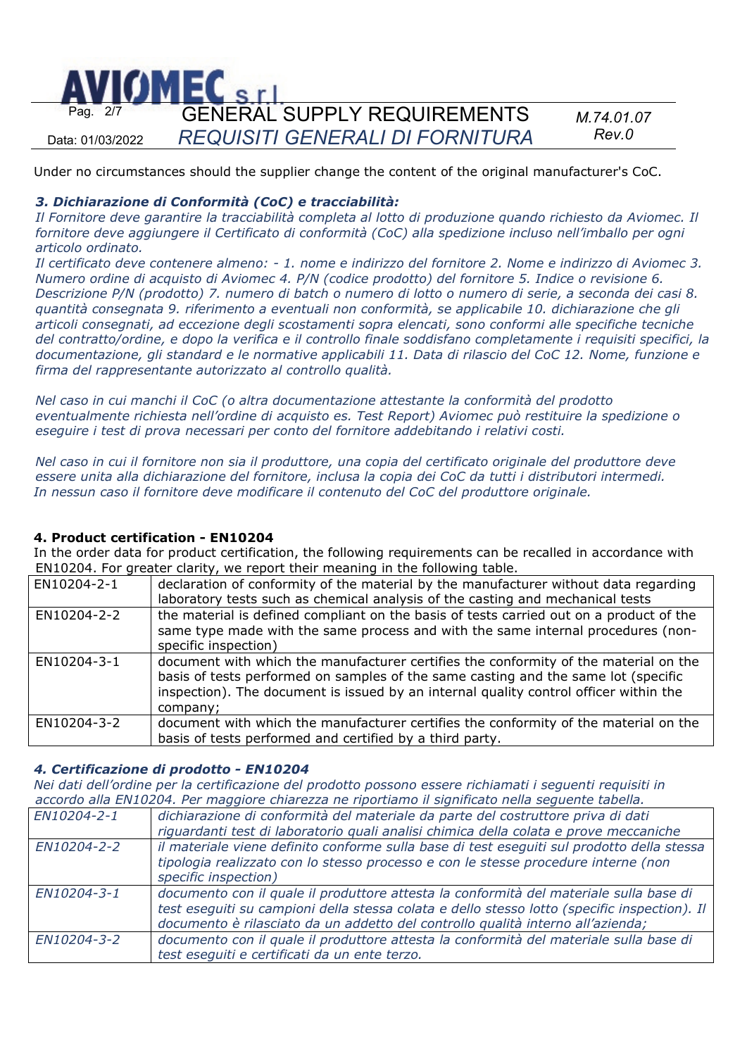Under no circumstances should the supplier change the content of the original manufacturer's CoC.

### *3. Dichiarazione di Conformità (CoC) e tracciabilità:*

*Il Fornitore deve garantire la tracciabilità completa al lotto di produzione quando richiesto da Aviomec. Il fornitore deve aggiungere il Certificato di conformità (CoC) alla spedizione incluso nell'imballo per ogni articolo ordinato.*

*Il certificato deve contenere almeno: - 1. nome e indirizzo del fornitore 2. Nome e indirizzo di Aviomec 3. Numero ordine di acquisto di Aviomec 4. P/N (codice prodotto) del fornitore 5. Indice o revisione 6. Descrizione P/N (prodotto) 7. numero di batch o numero di lotto o numero di serie, a seconda dei casi 8. quantità consegnata 9. riferimento a eventuali non conformità, se applicabile 10. dichiarazione che gli articoli consegnati, ad eccezione degli scostamenti sopra elencati, sono conformi alle specifiche tecniche del contratto/ordine, e dopo la verifica e il controllo finale soddisfano completamente i requisiti specifici, la documentazione, gli standard e le normative applicabili 11. Data di rilascio del CoC 12. Nome, funzione e firma del rappresentante autorizzato al controllo qualità.*

*Nel caso in cui manchi il CoC (o altra documentazione attestante la conformità del prodotto eventualmente richiesta nell'ordine di acquisto es. Test Report) Aviomec può restituire la spedizione o eseguire i test di prova necessari per conto del fornitore addebitando i relativi costi.*

*Nel caso in cui il fornitore non sia il produttore, una copia del certificato originale del produttore deve essere unita alla dichiarazione del fornitore, inclusa la copia dei CoC da tutti i distributori intermedi.*
*In nessun caso il fornitore deve modificare il contenuto del CoC del produttore originale.*

### 4. Product certification - EN10204

In the order data for product certification, the following requirements can be recalled in accordance with EN10204. For greater clarity, we report their meaning in the following table.

| | |
|---|---|
| EN10204-2-1 | declaration of conformity of the material by the manufacturer without data regarding laboratory tests such as chemical analysis of the casting and mechanical tests |
| EN10204-2-2 | the material is defined compliant on the basis of tests carried out on a product of the same type made with the same process and with the same internal procedures (non-specific inspection) |
| EN10204-3-1 | document with which the manufacturer certifies the conformity of the material on the basis of tests performed on samples of the same casting and the same lot (specific inspection). The document is issued by an internal quality control officer within the company; |
| EN10204-3-2 | document with which the manufacturer certifies the conformity of the material on the basis of tests performed and certified by a third party. |

### *4. Certificazione di prodotto - EN10204*

*Nei dati dell'ordine per la certificazione del prodotto possono essere richiamati i seguenti requisiti in accordo alla EN10204. Per maggiore chiarezza ne riportiamo il significato nella seguente tabella.*

| | |
|---|---|
| *EN10204-2-1* | *dichiarazione di conformità del materiale da parte del costruttore priva di dati riguardanti test di laboratorio quali analisi chimica della colata e prove meccaniche* |
| *EN10204-2-2* | *il materiale viene definito conforme sulla base di test eseguiti sul prodotto della stessa tipologia realizzato con lo stesso processo e con le stesse procedure interne (non specific inspection)* |
| *EN10204-3-1* | *documento con il quale il produttore attesta la conformità del materiale sulla base di test eseguiti su campioni della stessa colata e dello stesso lotto (specific inspection). Il documento è rilasciato da un addetto del controllo qualità interno all'azienda;* |
| *EN10204-3-2* | *documento con il quale il produttore attesta la conformità del materiale sulla base di test eseguiti e certificati da un ente terzo.* |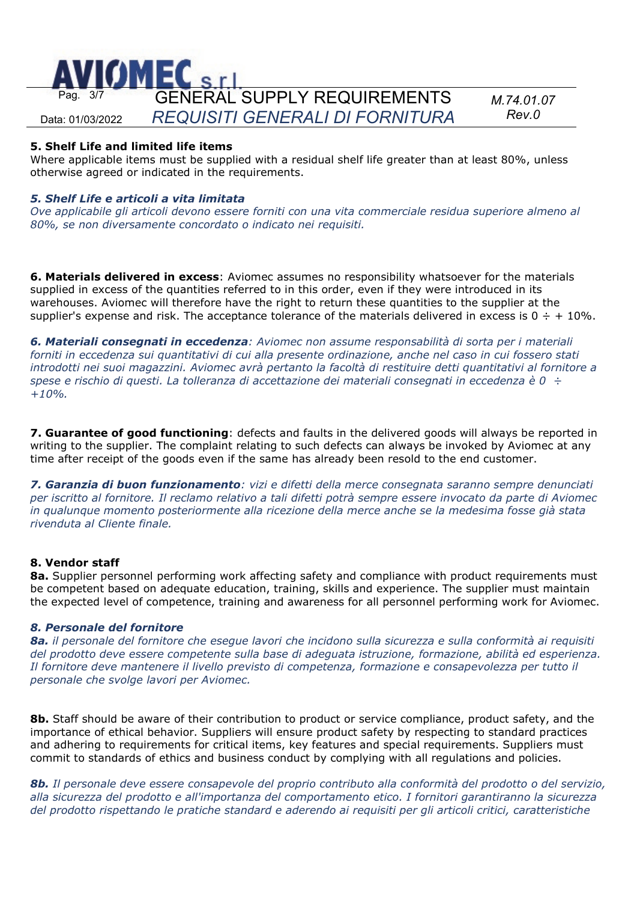**5. Shelf Life and limited life items**
Where applicable items must be supplied with a residual shelf life greater than at least 80%, unless otherwise agreed or indicated in the requirements.

***5. Shelf Life e articoli a vita limitata***
*Ove applicabile gli articoli devono essere forniti con una vita commerciale residua superiore almeno al 80%, se non diversamente concordato o indicato nei requisiti.*

**6. Materials delivered in excess**: Aviomec assumes no responsibility whatsoever for the materials supplied in excess of the quantities referred to in this order, even if they were introduced in its warehouses. Aviomec will therefore have the right to return these quantities to the supplier at the supplier's expense and risk. The acceptance tolerance of the materials delivered in excess is 0 ÷ + 10%.

***6. Materiali consegnati in eccedenza**: Aviomec non assume responsabilità di sorta per i materiali forniti in eccedenza sui quantitativi di cui alla presente ordinazione, anche nel caso in cui fossero stati introdotti nei suoi magazzini. Aviomec avrà pertanto la facoltà di restituire detti quantitativi al fornitore a spese e rischio di questi. La tolleranza di accettazione dei materiali consegnati in eccedenza è 0 ÷ +10%.*

**7. Guarantee of good functioning**: defects and faults in the delivered goods will always be reported in writing to the supplier. The complaint relating to such defects can always be invoked by Aviomec at any time after receipt of the goods even if the same has already been resold to the end customer.

***7. Garanzia di buon funzionamento**: vizi e difetti della merce consegnata saranno sempre denunciati per iscritto al fornitore. Il reclamo relativo a tali difetti potrà sempre essere invocato da parte di Aviomec in qualunque momento posteriormente alla ricezione della merce anche se la medesima fosse già stata rivenduta al Cliente finale.*

**8. Vendor staff**
**8a.** Supplier personnel performing work affecting safety and compliance with product requirements must be competent based on adequate education, training, skills and experience. The supplier must maintain the expected level of competence, training and awareness for all personnel performing work for Aviomec.

***8. Personale del fornitore***
***8a.** il personale del fornitore che esegue lavori che incidono sulla sicurezza e sulla conformità ai requisiti del prodotto deve essere competente sulla base di adeguata istruzione, formazione, abilità ed esperienza. Il fornitore deve mantenere il livello previsto di competenza, formazione e consapevolezza per tutto il personale che svolge lavori per Aviomec.*

**8b.** Staff should be aware of their contribution to product or service compliance, product safety, and the importance of ethical behavior. Suppliers will ensure product safety by respecting to standard practices and adhering to requirements for critical items, key features and special requirements. Suppliers must commit to standards of ethics and business conduct by complying with all regulations and policies.

***8b.** Il personale deve essere consapevole del proprio contributo alla conformità del prodotto o del servizio, alla sicurezza del prodotto e all'importanza del comportamento etico. I fornitori garantiranno la sicurezza del prodotto rispettando le pratiche standard e aderendo ai requisiti per gli articoli critici, caratteristiche*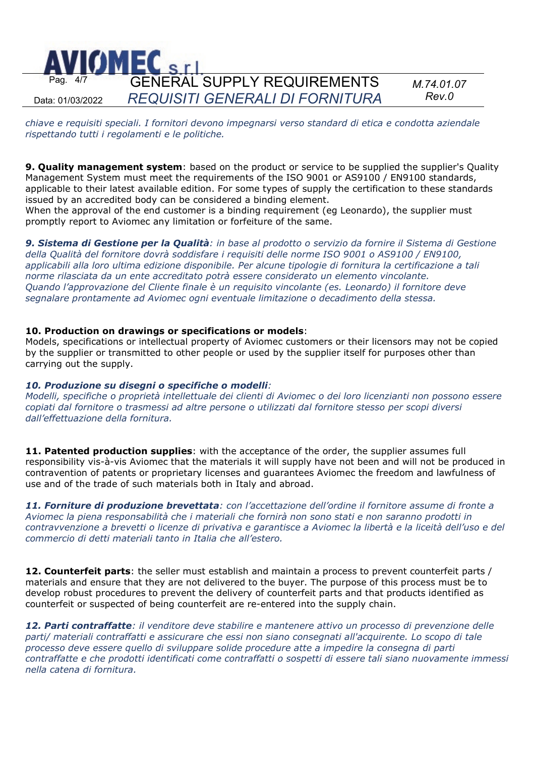*chiave e requisiti speciali. I fornitori devono impegnarsi verso standard di etica e condotta aziendale rispettando tutti i regolamenti e le politiche.*

**9. Quality management system**: based on the product or service to be supplied the supplier's Quality Management System must meet the requirements of the ISO 9001 or AS9100 / EN9100 standards, applicable to their latest available edition. For some types of supply the certification to these standards issued by an accredited body can be considered a binding element.
When the approval of the end customer is a binding requirement (eg Leonardo), the supplier must promptly report to Aviomec any limitation or forfeiture of the same.

***9. Sistema di Gestione per la Qualità****: in base al prodotto o servizio da fornire il Sistema di Gestione della Qualità del fornitore dovrà soddisfare i requisiti delle norme ISO 9001 o AS9100 / EN9100, applicabili alla loro ultima edizione disponibile. Per alcune tipologie di fornitura la certificazione a tali norme rilasciata da un ente accreditato potrà essere considerato un elemento vincolante.*
*Quando l'approvazione del Cliente finale è un requisito vincolante (es. Leonardo) il fornitore deve segnalare prontamente ad Aviomec ogni eventuale limitazione o decadimento della stessa.*

**10. Production on drawings or specifications or models**:
Models, specifications or intellectual property of Aviomec customers or their licensors may not be copied by the supplier or transmitted to other people or used by the supplier itself for purposes other than carrying out the supply.

***10. Produzione su disegni o specifiche o modelli****:*
*Modelli, specifiche o proprietà intellettuale dei clienti di Aviomec o dei loro licenzianti non possono essere copiati dal fornitore o trasmessi ad altre persone o utilizzati dal fornitore stesso per scopi diversi dall'effettuazione della fornitura.*

**11. Patented production supplies**: with the acceptance of the order, the supplier assumes full responsibility vis-à-vis Aviomec that the materials it will supply have not been and will not be produced in contravention of patents or proprietary licenses and guarantees Aviomec the freedom and lawfulness of use and of the trade of such materials both in Italy and abroad.

***11. Forniture di produzione brevettata****: con l'accettazione dell'ordine il fornitore assume di fronte a Aviomec la piena responsabilità che i materiali che fornirà non sono stati e non saranno prodotti in contravvenzione a brevetti o licenze di privativa e garantisce a Aviomec la libertà e la liceità dell'uso e del commercio di detti materiali tanto in Italia che all'estero.*

**12. Counterfeit parts**: the seller must establish and maintain a process to prevent counterfeit parts / materials and ensure that they are not delivered to the buyer. The purpose of this process must be to develop robust procedures to prevent the delivery of counterfeit parts and that products identified as counterfeit or suspected of being counterfeit are re-entered into the supply chain.

***12. Parti contraffatte****: il venditore deve stabilire e mantenere attivo un processo di prevenzione delle parti/ materiali contraffatti e assicurare che essi non siano consegnati all'acquirente. Lo scopo di tale processo deve essere quello di sviluppare solide procedure atte a impedire la consegna di parti contraffatte e che prodotti identificati come contraffatti o sospetti di essere tali siano nuovamente immessi nella catena di fornitura.*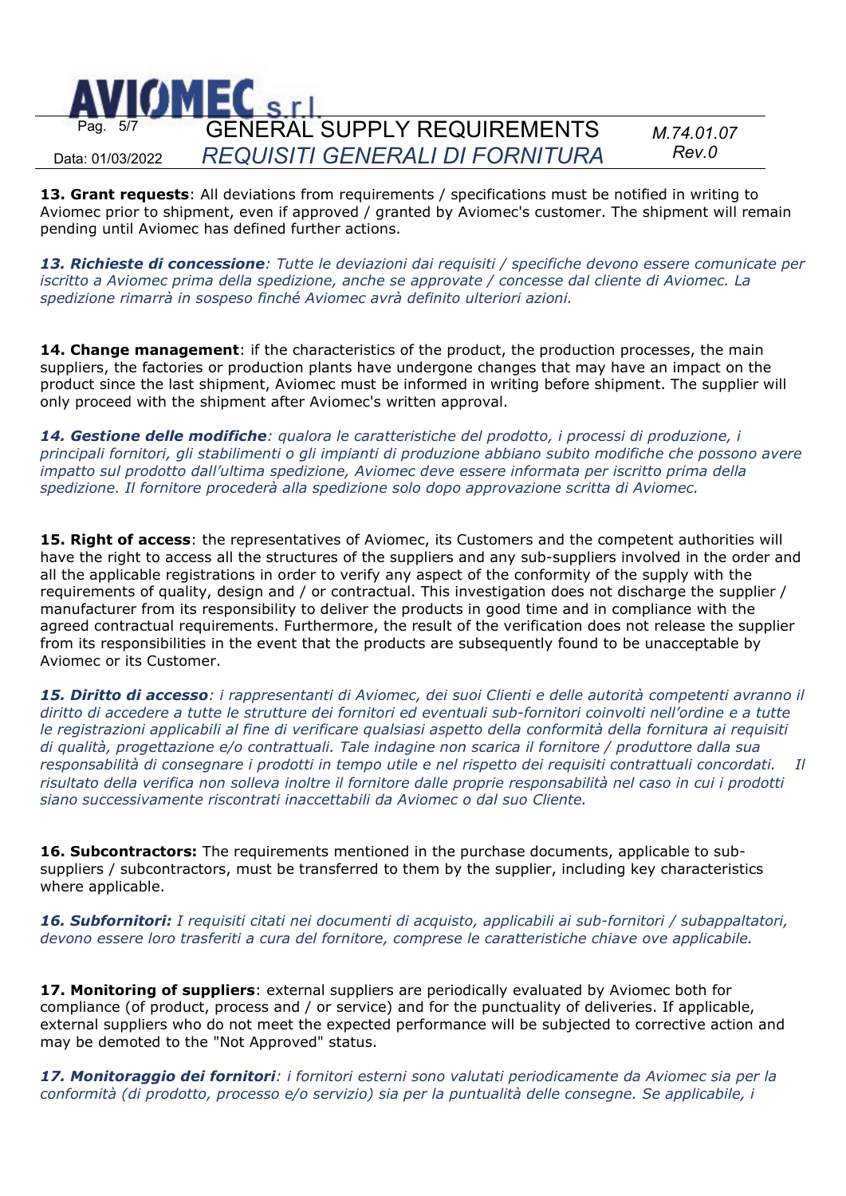**13. Grant requests**: All deviations from requirements / specifications must be notified in writing to Aviomec prior to shipment, even if approved / granted by Aviomec's customer. The shipment will remain pending until Aviomec has defined further actions.

***13. Richieste di concessione****: Tutte le deviazioni dai requisiti / specifiche devono essere comunicate per iscritto a Aviomec prima della spedizione, anche se approvate / concesse dal cliente di Aviomec. La spedizione rimarrà in sospeso finché Aviomec avrà definito ulteriori azioni.*

**14. Change management**: if the characteristics of the product, the production processes, the main suppliers, the factories or production plants have undergone changes that may have an impact on the product since the last shipment, Aviomec must be informed in writing before shipment. The supplier will only proceed with the shipment after Aviomec's written approval.

***14. Gestione delle modifiche****: qualora le caratteristiche del prodotto, i processi di produzione, i principali fornitori, gli stabilimenti o gli impianti di produzione abbiano subito modifiche che possono avere impatto sul prodotto dall'ultima spedizione, Aviomec deve essere informata per iscritto prima della spedizione. Il fornitore procederà alla spedizione solo dopo approvazione scritta di Aviomec.*

**15. Right of access**: the representatives of Aviomec, its Customers and the competent authorities will have the right to access all the structures of the suppliers and any sub-suppliers involved in the order and all the applicable registrations in order to verify any aspect of the conformity of the supply with the requirements of quality, design and / or contractual. This investigation does not discharge the supplier / manufacturer from its responsibility to deliver the products in good time and in compliance with the agreed contractual requirements. Furthermore, the result of the verification does not release the supplier from its responsibilities in the event that the products are subsequently found to be unacceptable by Aviomec or its Customer.

***15. Diritto di accesso****: i rappresentanti di Aviomec, dei suoi Clienti e delle autorità competenti avranno il diritto di accedere a tutte le strutture dei fornitori ed eventuali sub-fornitori coinvolti nell'ordine e a tutte le registrazioni applicabili al fine di verificare qualsiasi aspetto della conformità della fornitura ai requisiti di qualità, progettazione e/o contrattuali. Tale indagine non scarica il fornitore / produttore dalla sua responsabilità di consegnare i prodotti in tempo utile e nel rispetto dei requisiti contrattuali concordati. Il risultato della verifica non solleva inoltre il fornitore dalle proprie responsabilità nel caso in cui i prodotti siano successivamente riscontrati inaccettabili da Aviomec o dal suo Cliente.*

**16. Subcontractors:** The requirements mentioned in the purchase documents, applicable to sub-suppliers / subcontractors, must be transferred to them by the supplier, including key characteristics where applicable.

***16. Subfornitori:*** *I requisiti citati nei documenti di acquisto, applicabili ai sub-fornitori / subappaltatori, devono essere loro trasferiti a cura del fornitore, comprese le caratteristiche chiave ove applicabile.*

**17. Monitoring of suppliers**: external suppliers are periodically evaluated by Aviomec both for compliance (of product, process and / or service) and for the punctuality of deliveries. If applicable, external suppliers who do not meet the expected performance will be subjected to corrective action and may be demoted to the "Not Approved" status.

***17. Monitoraggio dei fornitori****: i fornitori esterni sono valutati periodicamente da Aviomec sia per la conformità (di prodotto, processo e/o servizio) sia per la puntualità delle consegne. Se applicabile, i*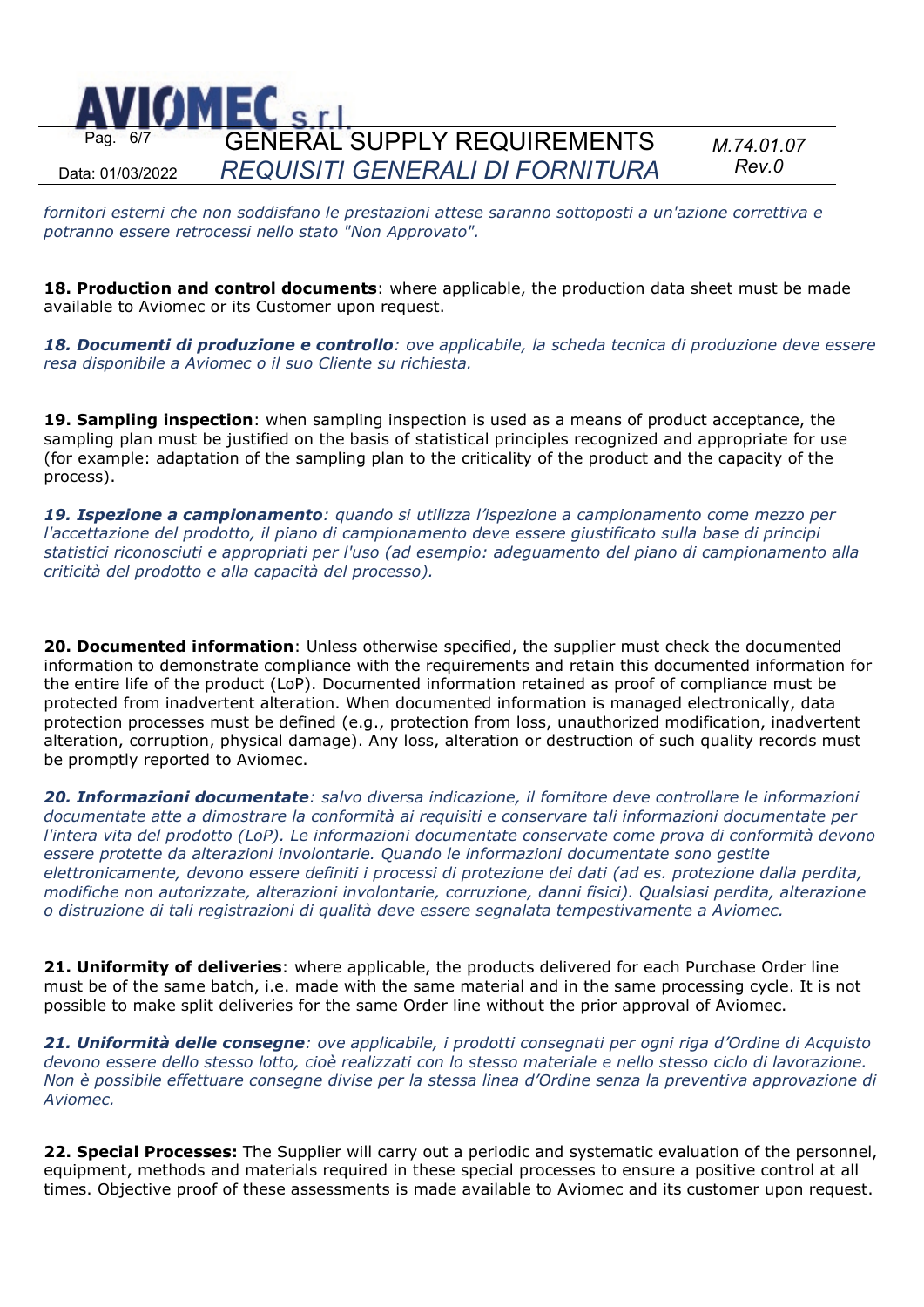*fornitori esterni che non soddisfano le prestazioni attese saranno sottoposti a un'azione correttiva e potranno essere retrocessi nello stato "Non Approvato".*

**18. Production and control documents**: where applicable, the production data sheet must be made available to Aviomec or its Customer upon request.

***18. Documenti di produzione e controllo**: ove applicabile, la scheda tecnica di produzione deve essere resa disponibile a Aviomec o il suo Cliente su richiesta.*

**19. Sampling inspection**: when sampling inspection is used as a means of product acceptance, the sampling plan must be justified on the basis of statistical principles recognized and appropriate for use (for example: adaptation of the sampling plan to the criticality of the product and the capacity of the process).

***19. Ispezione a campionamento**: quando si utilizza l'ispezione a campionamento come mezzo per l'accettazione del prodotto, il piano di campionamento deve essere giustificato sulla base di principi statistici riconosciuti e appropriati per l'uso (ad esempio: adeguamento del piano di campionamento alla criticità del prodotto e alla capacità del processo).*

**20. Documented information**: Unless otherwise specified, the supplier must check the documented information to demonstrate compliance with the requirements and retain this documented information for the entire life of the product (LoP). Documented information retained as proof of compliance must be protected from inadvertent alteration. When documented information is managed electronically, data protection processes must be defined (e.g., protection from loss, unauthorized modification, inadvertent alteration, corruption, physical damage). Any loss, alteration or destruction of such quality records must be promptly reported to Aviomec.

***20. Informazioni documentate**: salvo diversa indicazione, il fornitore deve controllare le informazioni documentate atte a dimostrare la conformità ai requisiti e conservare tali informazioni documentate per l'intera vita del prodotto (LoP). Le informazioni documentate conservate come prova di conformità devono essere protette da alterazioni involontarie. Quando le informazioni documentate sono gestite elettronicamente, devono essere definiti i processi di protezione dei dati (ad es. protezione dalla perdita, modifiche non autorizzate, alterazioni involontarie, corruzione, danni fisici). Qualsiasi perdita, alterazione o distruzione di tali registrazioni di qualità deve essere segnalata tempestivamente a Aviomec.*

**21. Uniformity of deliveries**: where applicable, the products delivered for each Purchase Order line must be of the same batch, i.e. made with the same material and in the same processing cycle. It is not possible to make split deliveries for the same Order line without the prior approval of Aviomec.

***21. Uniformità delle consegne**: ove applicabile, i prodotti consegnati per ogni riga d'Ordine di Acquisto devono essere dello stesso lotto, cioè realizzati con lo stesso materiale e nello stesso ciclo di lavorazione. Non è possibile effettuare consegne divise per la stessa linea d'Ordine senza la preventiva approvazione di Aviomec.*

**22. Special Processes:** The Supplier will carry out a periodic and systematic evaluation of the personnel, equipment, methods and materials required in these special processes to ensure a positive control at all times. Objective proof of these assessments is made available to Aviomec and its customer upon request.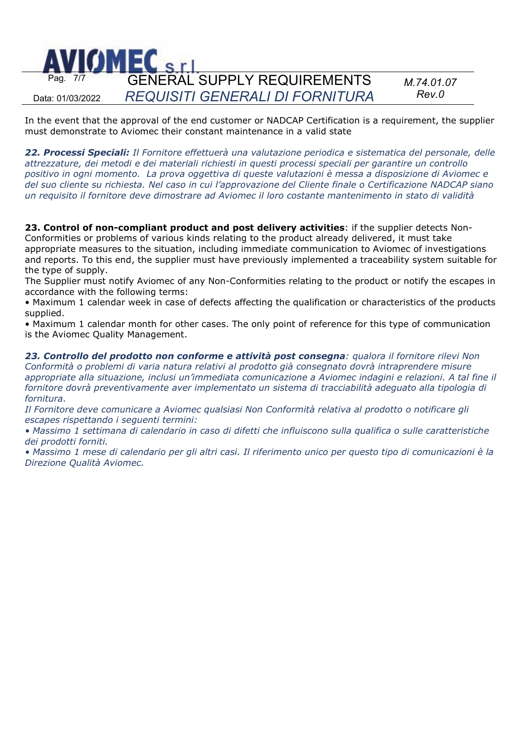In the event that the approval of the end customer or NADCAP Certification is a requirement, the supplier must demonstrate to Aviomec their constant maintenance in a valid state

***22. Processi Speciali:*** *Il Fornitore effettuerà una valutazione periodica e sistematica del personale, delle attrezzature, dei metodi e dei materiali richiesti in questi processi speciali per garantire un controllo positivo in ogni momento. La prova oggettiva di queste valutazioni è messa a disposizione di Aviomec e del suo cliente su richiesta. Nel caso in cui l'approvazione del Cliente finale o Certificazione NADCAP siano un requisito il fornitore deve dimostrare ad Aviomec il loro costante mantenimento in stato di validità*

**23. Control of non-compliant product and post delivery activities**: if the supplier detects Non-Conformities or problems of various kinds relating to the product already delivered, it must take appropriate measures to the situation, including immediate communication to Aviomec of investigations and reports. To this end, the supplier must have previously implemented a traceability system suitable for the type of supply.

The Supplier must notify Aviomec of any Non-Conformities relating to the product or notify the escapes in accordance with the following terms:

- Maximum 1 calendar week in case of defects affecting the qualification or characteristics of the products supplied.
- Maximum 1 calendar month for other cases. The only point of reference for this type of communication is the Aviomec Quality Management.

***23. Controllo del prodotto non conforme e attività post consegna****: qualora il fornitore rilevi Non Conformità o problemi di varia natura relativi al prodotto già consegnato dovrà intraprendere misure appropriate alla situazione, inclusi un'immediata comunicazione a Aviomec indagini e relazioni. A tal fine il fornitore dovrà preventivamente aver implementato un sistema di tracciabilità adeguato alla tipologia di fornitura.*

*Il Fornitore deve comunicare a Aviomec qualsiasi Non Conformità relativa al prodotto o notificare gli escapes rispettando i seguenti termini:*

- *Massimo 1 settimana di calendario in caso di difetti che influiscono sulla qualifica o sulle caratteristiche dei prodotti forniti.*
- *Massimo 1 mese di calendario per gli altri casi. Il riferimento unico per questo tipo di comunicazioni è la Direzione Qualità Aviomec.*